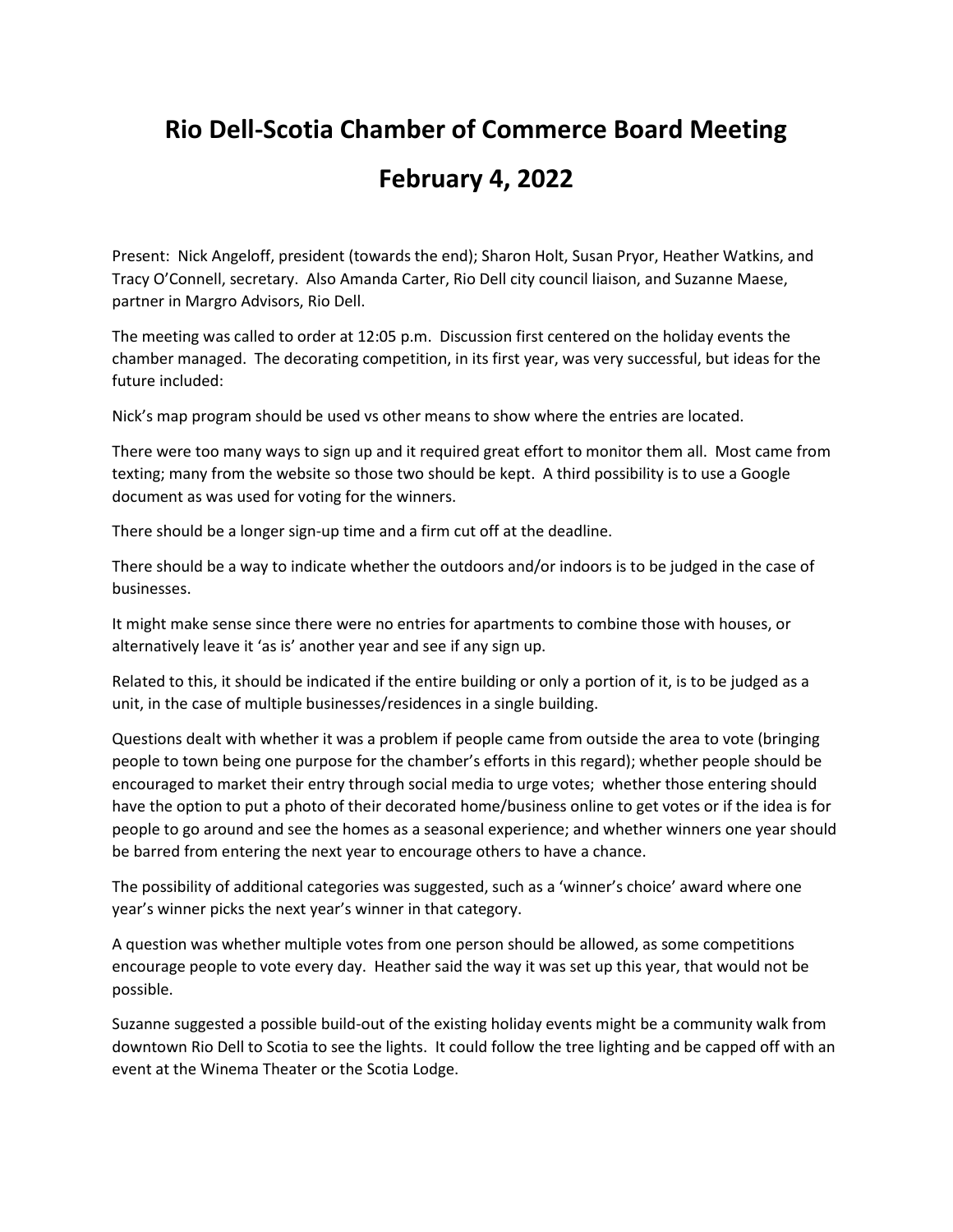# Rio Dell-Scotia Chamber of Commerce Board Meeting

# February 4, 2022

Present: Nick Angeloff, president (towards the end); Sharon Holt, Susan Pryor, Heather Watkins, and Tracy O'Connell, secretary. Also Amanda Carter, Rio Dell city council liaison, and Suzanne Maese, partner in Margro Advisors, Rio Dell.

The meeting was called to order at 12:05 p.m. Discussion first centered on the holiday events the chamber managed. The decorating competition, in its first year, was very successful, but ideas for the future included:

Nick's map program should be used vs other means to show where the entries are located.

There were too many ways to sign up and it required great effort to monitor them all. Most came from texting; many from the website so those two should be kept. A third possibility is to use a Google document as was used for voting for the winners.

There should be a longer sign-up time and a firm cut off at the deadline.

There should be a way to indicate whether the outdoors and/or indoors is to be judged in the case of businesses.

It might make sense since there were no entries for apartments to combine those with houses, or alternatively leave it 'as is' another year and see if any sign up.

Related to this, it should be indicated if the entire building or only a portion of it, is to be judged as a unit, in the case of multiple businesses/residences in a single building.

Questions dealt with whether it was a problem if people came from outside the area to vote (bringing people to town being one purpose for the chamber's efforts in this regard); whether people should be encouraged to market their entry through social media to urge votes; whether those entering should have the option to put a photo of their decorated home/business online to get votes or if the idea is for people to go around and see the homes as a seasonal experience; and whether winners one year should be barred from entering the next year to encourage others to have a chance.

The possibility of additional categories was suggested, such as a 'winner's choice' award where one year's winner picks the next year's winner in that category.

A question was whether multiple votes from one person should be allowed, as some competitions encourage people to vote every day. Heather said the way it was set up this year, that would not be possible.

Suzanne suggested a possible build-out of the existing holiday events might be a community walk from downtown Rio Dell to Scotia to see the lights. It could follow the tree lighting and be capped off with an event at the Winema Theater or the Scotia Lodge.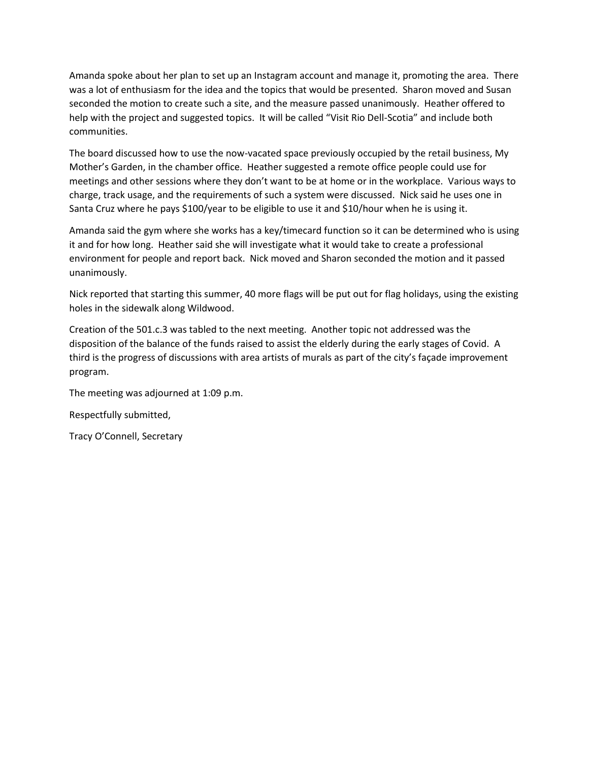Amanda spoke about her plan to set up an Instagram account and manage it, promoting the area. There was a lot of enthusiasm for the idea and the topics that would be presented. Sharon moved and Susan seconded the motion to create such a site, and the measure passed unanimously. Heather offered to help with the project and suggested topics. It will be called "Visit Rio Dell-Scotia" and include both communities.

The board discussed how to use the now-vacated space previously occupied by the retail business, My Mother's Garden, in the chamber office. Heather suggested a remote office people could use for meetings and other sessions where they don't want to be at home or in the workplace. Various ways to charge, track usage, and the requirements of such a system were discussed. Nick said he uses one in Santa Cruz where he pays $100/year to be eligible to use it and $10/hour when he is using it.

Amanda said the gym where she works has a key/timecard function so it can be determined who is using it and for how long. Heather said she will investigate what it would take to create a professional environment for people and report back. Nick moved and Sharon seconded the motion and it passed unanimously.

Nick reported that starting this summer, 40 more flags will be put out for flag holidays, using the existing holes in the sidewalk along Wildwood.

Creation of the 501.c.3 was tabled to the next meeting. Another topic not addressed was the disposition of the balance of the funds raised to assist the elderly during the early stages of Covid. A third is the progress of discussions with area artists of murals as part of the city's façade improvement program.

The meeting was adjourned at 1:09 p.m.

Respectfully submitted,

Tracy O'Connell, Secretary